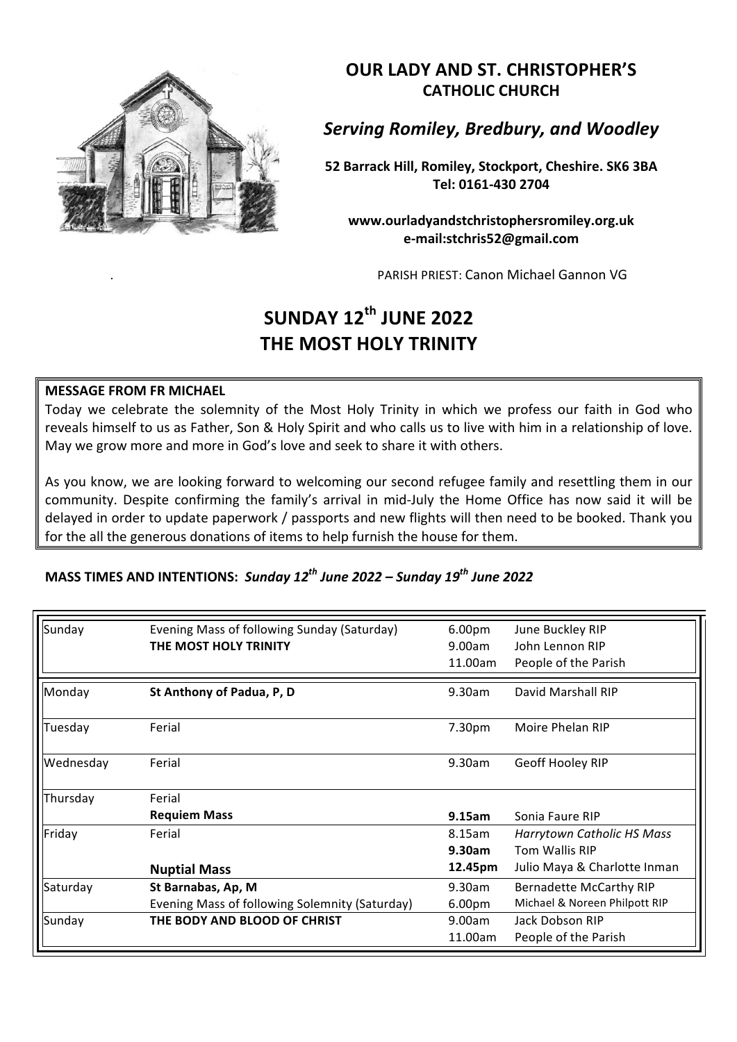# OUR LADY AND ST. CHRISTOPHER'S
## CATHOLIC CHURCH

*Serving Romiley, Bredbury, and Woodley*

**52 Barrack Hill, Romiley, Stockport, Cheshire. SK6 3BA**
**Tel: 0161-430 2704**

**www.ourladyandstchristophersromiley.org.uk**
**e-mail:stchris52@gmail.com**

PARISH PRIEST: Canon Michael Gannon VG

# SUNDAY 12th JUNE 2022
# THE MOST HOLY TRINITY

**MESSAGE FROM FR MICHAEL**

Today we celebrate the solemnity of the Most Holy Trinity in which we profess our faith in God who reveals himself to us as Father, Son & Holy Spirit and who calls us to live with him in a relationship of love. May we grow more and more in God's love and seek to share it with others.

As you know, we are looking forward to welcoming our second refugee family and resettling them in our community. Despite confirming the family's arrival in mid-July the Home Office has now said it will be delayed in order to update paperwork / passports and new flights will then need to be booked. Thank you for the all the generous donations of items to help furnish the house for them.

**MASS TIMES AND INTENTIONS:** ***Sunday 12th June 2022 – Sunday 19th June 2022***

| Day | Celebration | Time | Intention |
|---|---|---|---|
| Sunday | Evening Mass of following Sunday (Saturday) | 6.00pm | June Buckley RIP |
| | **THE MOST HOLY TRINITY** | 9.00am | John Lennon RIP |
| | | 11.00am | People of the Parish |
| Monday | **St Anthony of Padua, P, D** | 9.30am | David Marshall RIP |
| Tuesday | Ferial | 7.30pm | Moire Phelan RIP |
| Wednesday | Ferial | 9.30am | Geoff Hooley RIP |
| Thursday | Ferial | | |
| | **Requiem Mass** | **9.15am** | Sonia Faure RIP |
| Friday | Ferial | 8.15am | *Harrytown Catholic HS Mass* |
| | | **9.30am** | Tom Wallis RIP |
| | **Nuptial Mass** | **12.45pm** | Julio Maya & Charlotte Inman |
| Saturday | **St Barnabas, Ap, M** | 9.30am | Bernadette McCarthy RIP |
| | Evening Mass of following Solemnity (Saturday) | 6.00pm | Michael & Noreen Philpott RIP |
| Sunday | **THE BODY AND BLOOD OF CHRIST** | 9.00am | Jack Dobson RIP |
| | | 11.00am | People of the Parish |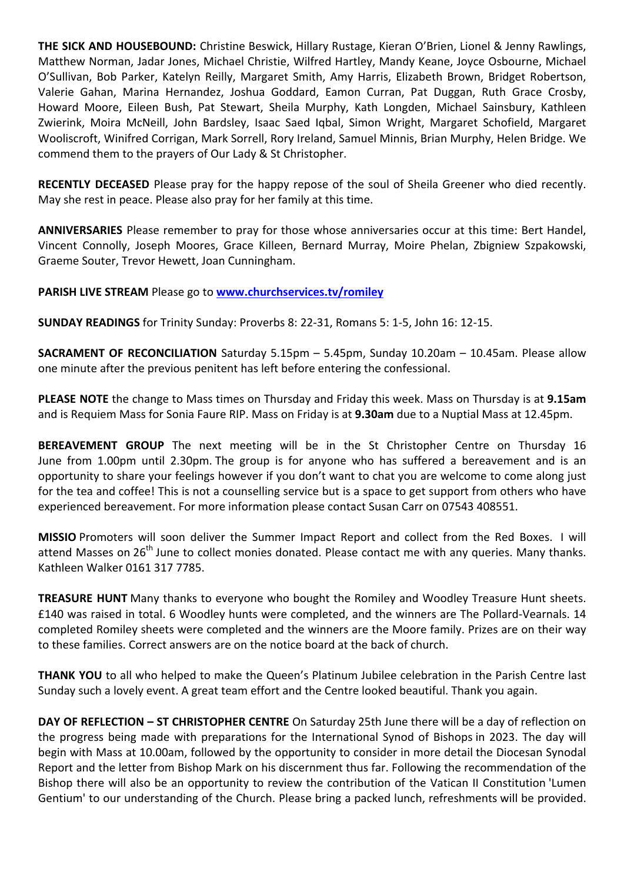**THE SICK AND HOUSEBOUND:** Christine Beswick, Hillary Rustage, Kieran O'Brien, Lionel & Jenny Rawlings, Matthew Norman, Jadar Jones, Michael Christie, Wilfred Hartley, Mandy Keane, Joyce Osbourne, Michael O'Sullivan, Bob Parker, Katelyn Reilly, Margaret Smith, Amy Harris, Elizabeth Brown, Bridget Robertson, Valerie Gahan, Marina Hernandez, Joshua Goddard, Eamon Curran, Pat Duggan, Ruth Grace Crosby, Howard Moore, Eileen Bush, Pat Stewart, Sheila Murphy, Kath Longden, Michael Sainsbury, Kathleen Zwierink, Moira McNeill, John Bardsley, Isaac Saed Iqbal, Simon Wright, Margaret Schofield, Margaret Wooliscroft, Winifred Corrigan, Mark Sorrell, Rory Ireland, Samuel Minnis, Brian Murphy, Helen Bridge. We commend them to the prayers of Our Lady & St Christopher.

**RECENTLY DECEASED** Please pray for the happy repose of the soul of Sheila Greener who died recently. May she rest in peace. Please also pray for her family at this time.

**ANNIVERSARIES** Please remember to pray for those whose anniversaries occur at this time: Bert Handel, Vincent Connolly, Joseph Moores, Grace Killeen, Bernard Murray, Moire Phelan, Zbigniew Szpakowski, Graeme Souter, Trevor Hewett, Joan Cunningham.

**PARISH LIVE STREAM** Please go to **www.churchservices.tv/romiley**

**SUNDAY READINGS** for Trinity Sunday: Proverbs 8: 22-31, Romans 5: 1-5, John 16: 12-15.

**SACRAMENT OF RECONCILIATION** Saturday 5.15pm – 5.45pm, Sunday 10.20am – 10.45am. Please allow one minute after the previous penitent has left before entering the confessional.

**PLEASE NOTE** the change to Mass times on Thursday and Friday this week. Mass on Thursday is at **9.15am** and is Requiem Mass for Sonia Faure RIP. Mass on Friday is at **9.30am** due to a Nuptial Mass at 12.45pm.

**BEREAVEMENT GROUP** The next meeting will be in the St Christopher Centre on Thursday 16 June from 1.00pm until 2.30pm. The group is for anyone who has suffered a bereavement and is an opportunity to share your feelings however if you don't want to chat you are welcome to come along just for the tea and coffee! This is not a counselling service but is a space to get support from others who have experienced bereavement. For more information please contact Susan Carr on 07543 408551.

**MISSIO** Promoters will soon deliver the Summer Impact Report and collect from the Red Boxes. I will attend Masses on 26th June to collect monies donated. Please contact me with any queries. Many thanks. Kathleen Walker 0161 317 7785.

**TREASURE HUNT** Many thanks to everyone who bought the Romiley and Woodley Treasure Hunt sheets. £140 was raised in total. 6 Woodley hunts were completed, and the winners are The Pollard-Vearnals. 14 completed Romiley sheets were completed and the winners are the Moore family. Prizes are on their way to these families. Correct answers are on the notice board at the back of church.

**THANK YOU** to all who helped to make the Queen's Platinum Jubilee celebration in the Parish Centre last Sunday such a lovely event. A great team effort and the Centre looked beautiful. Thank you again.

**DAY OF REFLECTION – ST CHRISTOPHER CENTRE** On Saturday 25th June there will be a day of reflection on the progress being made with preparations for the International Synod of Bishops in 2023. The day will begin with Mass at 10.00am, followed by the opportunity to consider in more detail the Diocesan Synodal Report and the letter from Bishop Mark on his discernment thus far. Following the recommendation of the Bishop there will also be an opportunity to review the contribution of the Vatican II Constitution 'Lumen Gentium' to our understanding of the Church. Please bring a packed lunch, refreshments will be provided.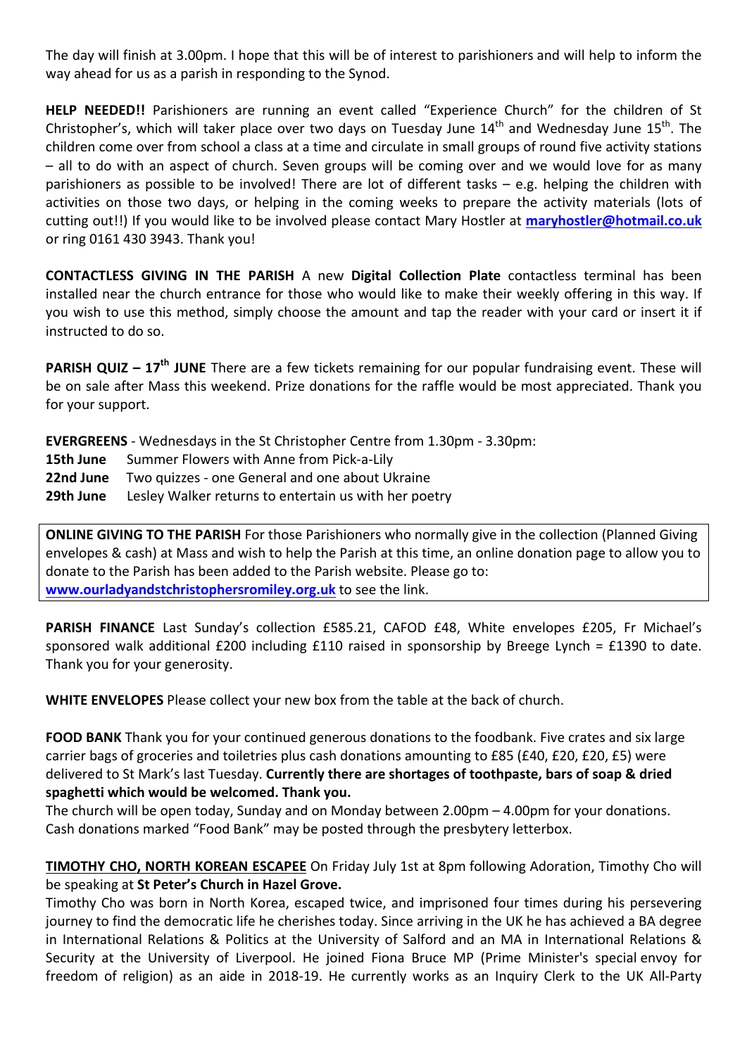The day will finish at 3.00pm. I hope that this will be of interest to parishioners and will help to inform the way ahead for us as a parish in responding to the Synod.

**HELP NEEDED!!** Parishioners are running an event called "Experience Church" for the children of St Christopher's, which will taker place over two days on Tuesday June 14th and Wednesday June 15th. The children come over from school a class at a time and circulate in small groups of round five activity stations – all to do with an aspect of church. Seven groups will be coming over and we would love for as many parishioners as possible to be involved! There are lot of different tasks – e.g. helping the children with activities on those two days, or helping in the coming weeks to prepare the activity materials (lots of cutting out!!) If you would like to be involved please contact Mary Hostler at **maryhostler@hotmail.co.uk** or ring 0161 430 3943. Thank you!

**CONTACTLESS GIVING IN THE PARISH** A new **Digital Collection Plate** contactless terminal has been installed near the church entrance for those who would like to make their weekly offering in this way. If you wish to use this method, simply choose the amount and tap the reader with your card or insert it if instructed to do so.

**PARISH QUIZ – 17th JUNE** There are a few tickets remaining for our popular fundraising event. These will be on sale after Mass this weekend. Prize donations for the raffle would be most appreciated. Thank you for your support.

**EVERGREENS** - Wednesdays in the St Christopher Centre from 1.30pm - 3.30pm:

**15th June** Summer Flowers with Anne from Pick-a-Lily
**22nd June** Two quizzes - one General and one about Ukraine
**29th June** Lesley Walker returns to entertain us with her poetry

**ONLINE GIVING TO THE PARISH** For those Parishioners who normally give in the collection (Planned Giving envelopes & cash) at Mass and wish to help the Parish at this time, an online donation page to allow you to donate to the Parish has been added to the Parish website. Please go to: **www.ourladyandstchristophersromiley.org.uk** to see the link.

**PARISH FINANCE** Last Sunday's collection £585.21, CAFOD £48, White envelopes £205, Fr Michael's sponsored walk additional £200 including £110 raised in sponsorship by Breege Lynch = £1390 to date. Thank you for your generosity.

**WHITE ENVELOPES** Please collect your new box from the table at the back of church.

**FOOD BANK** Thank you for your continued generous donations to the foodbank. Five crates and six large carrier bags of groceries and toiletries plus cash donations amounting to £85 (£40, £20, £20, £5) were delivered to St Mark's last Tuesday. **Currently there are shortages of toothpaste, bars of soap & dried spaghetti which would be welcomed. Thank you.**
The church will be open today, Sunday and on Monday between 2.00pm – 4.00pm for your donations. Cash donations marked "Food Bank" may be posted through the presbytery letterbox.

**TIMOTHY CHO, NORTH KOREAN ESCAPEE** On Friday July 1st at 8pm following Adoration, Timothy Cho will be speaking at **St Peter's Church in Hazel Grove.**
Timothy Cho was born in North Korea, escaped twice, and imprisoned four times during his persevering journey to find the democratic life he cherishes today. Since arriving in the UK he has achieved a BA degree in International Relations & Politics at the University of Salford and an MA in International Relations & Security at the University of Liverpool. He joined Fiona Bruce MP (Prime Minister's special envoy for freedom of religion) as an aide in 2018-19. He currently works as an Inquiry Clerk to the UK All-Party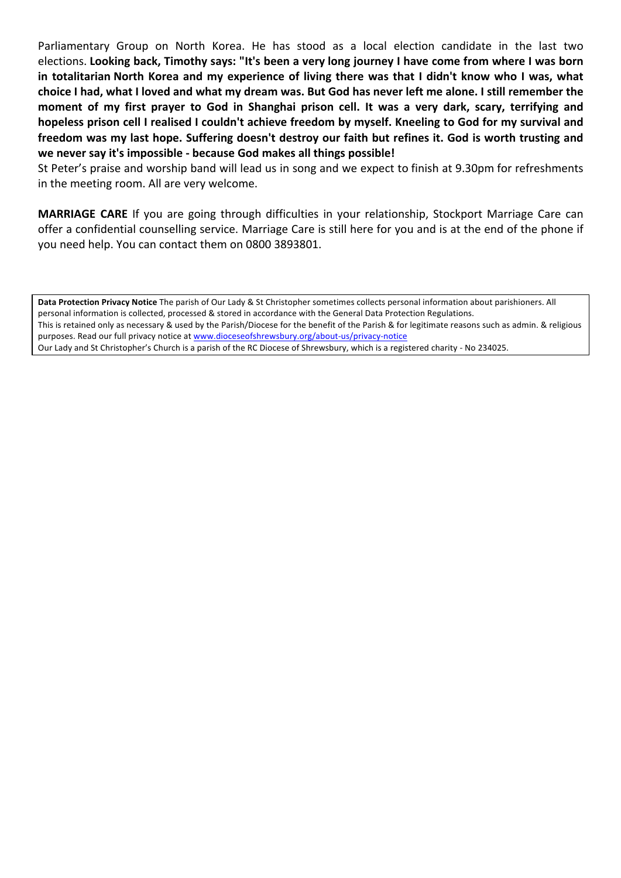Parliamentary Group on North Korea. He has stood as a local election candidate in the last two elections. **Looking back, Timothy says: "It's been a very long journey I have come from where I was born in totalitarian North Korea and my experience of living there was that I didn't know who I was, what choice I had, what I loved and what my dream was. But God has never left me alone. I still remember the moment of my first prayer to God in Shanghai prison cell. It was a very dark, scary, terrifying and hopeless prison cell I realised I couldn't achieve freedom by myself. Kneeling to God for my survival and freedom was my last hope. Suffering doesn't destroy our faith but refines it. God is worth trusting and we never say it's impossible - because God makes all things possible!**

St Peter's praise and worship band will lead us in song and we expect to finish at 9.30pm for refreshments in the meeting room. All are very welcome.

**MARRIAGE CARE** If you are going through difficulties in your relationship, Stockport Marriage Care can offer a confidential counselling service. Marriage Care is still here for you and is at the end of the phone if you need help. You can contact them on 0800 3893801.

**Data Protection Privacy Notice** The parish of Our Lady & St Christopher sometimes collects personal information about parishioners. All personal information is collected, processed & stored in accordance with the General Data Protection Regulations.
This is retained only as necessary & used by the Parish/Diocese for the benefit of the Parish & for legitimate reasons such as admin. & religious purposes. Read our full privacy notice at [www.dioceseofshrewsbury.org/about-us/privacy-notice](http://www.dioceseofshrewsbury.org/about-us/privacy-notice)
Our Lady and St Christopher's Church is a parish of the RC Diocese of Shrewsbury, which is a registered charity - No 234025.